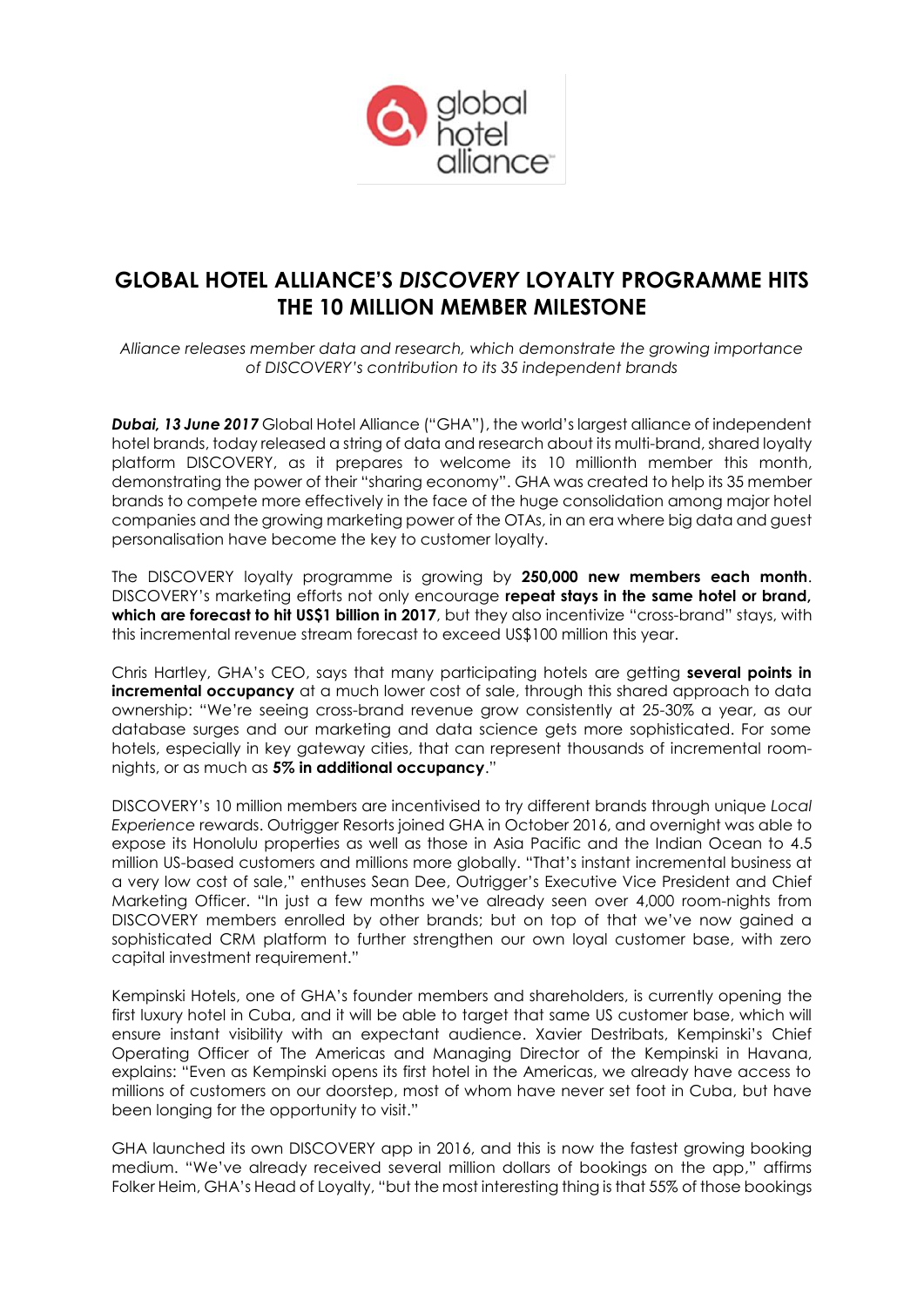# GLOBAL HOTEL ALLIANCE'S *DISCOVERY* LOYALTY PROGRAMME HITS THE 10 MILLION MEMBER MILESTONE

*Alliance releases member data and research, which demonstrate the growing importance of DISCOVERY's contribution to its 35 independent brands*

***Dubai, 13 June 2017*** Global Hotel Alliance ("GHA"), the world's largest alliance of independent hotel brands, today released a string of data and research about its multi-brand, shared loyalty platform DISCOVERY, as it prepares to welcome its 10 millionth member this month, demonstrating the power of their "sharing economy". GHA was created to help its 35 member brands to compete more effectively in the face of the huge consolidation among major hotel companies and the growing marketing power of the OTAs, in an era where big data and guest personalisation have become the key to customer loyalty.

The DISCOVERY loyalty programme is growing by **250,000 new members each month**. DISCOVERY's marketing efforts not only encourage **repeat stays in the same hotel or brand, which are forecast to hit US$1 billion in 2017**, but they also incentivize "cross-brand" stays, with this incremental revenue stream forecast to exceed US$100 million this year.

Chris Hartley, GHA's CEO, says that many participating hotels are getting **several points in incremental occupancy** at a much lower cost of sale, through this shared approach to data ownership: "We're seeing cross-brand revenue grow consistently at 25-30% a year, as our database surges and our marketing and data science gets more sophisticated. For some hotels, especially in key gateway cities, that can represent thousands of incremental room-nights, or as much as **5% in additional occupancy**."

DISCOVERY's 10 million members are incentivised to try different brands through unique *Local Experience* rewards. Outrigger Resorts joined GHA in October 2016, and overnight was able to expose its Honolulu properties as well as those in Asia Pacific and the Indian Ocean to 4.5 million US-based customers and millions more globally. "That's instant incremental business at a very low cost of sale," enthuses Sean Dee, Outrigger's Executive Vice President and Chief Marketing Officer. "In just a few months we've already seen over 4,000 room-nights from DISCOVERY members enrolled by other brands; but on top of that we've now gained a sophisticated CRM platform to further strengthen our own loyal customer base, with zero capital investment requirement."

Kempinski Hotels, one of GHA's founder members and shareholders, is currently opening the first luxury hotel in Cuba, and it will be able to target that same US customer base, which will ensure instant visibility with an expectant audience. Xavier Destribats, Kempinski's Chief Operating Officer of The Americas and Managing Director of the Kempinski in Havana, explains: "Even as Kempinski opens its first hotel in the Americas, we already have access to millions of customers on our doorstep, most of whom have never set foot in Cuba, but have been longing for the opportunity to visit."

GHA launched its own DISCOVERY app in 2016, and this is now the fastest growing booking medium. "We've already received several million dollars of bookings on the app," affirms Folker Heim, GHA's Head of Loyalty, "but the most interesting thing is that 55% of those bookings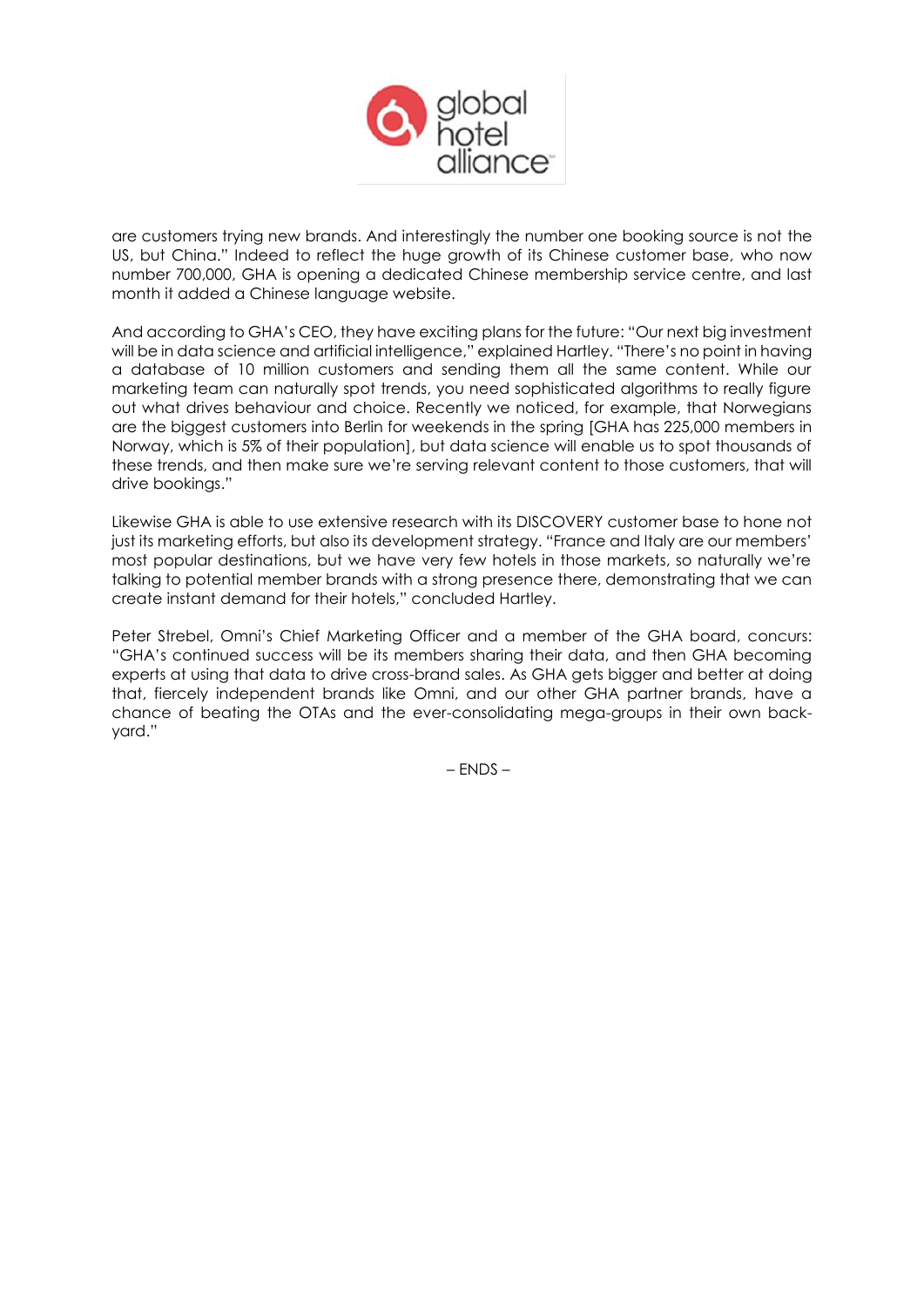are customers trying new brands. And interestingly the number one booking source is not the US, but China." Indeed to reflect the huge growth of its Chinese customer base, who now number 700,000, GHA is opening a dedicated Chinese membership service centre, and last month it added a Chinese language website.

And according to GHA's CEO, they have exciting plans for the future: "Our next big investment will be in data science and artificial intelligence," explained Hartley. "There's no point in having a database of 10 million customers and sending them all the same content. While our marketing team can naturally spot trends, you need sophisticated algorithms to really figure out what drives behaviour and choice. Recently we noticed, for example, that Norwegians are the biggest customers into Berlin for weekends in the spring [GHA has 225,000 members in Norway, which is 5% of their population], but data science will enable us to spot thousands of these trends, and then make sure we're serving relevant content to those customers, that will drive bookings."

Likewise GHA is able to use extensive research with its DISCOVERY customer base to hone not just its marketing efforts, but also its development strategy. "France and Italy are our members' most popular destinations, but we have very few hotels in those markets, so naturally we're talking to potential member brands with a strong presence there, demonstrating that we can create instant demand for their hotels," concluded Hartley.

Peter Strebel, Omni's Chief Marketing Officer and a member of the GHA board, concurs: "GHA's continued success will be its members sharing their data, and then GHA becoming experts at using that data to drive cross-brand sales. As GHA gets bigger and better at doing that, fiercely independent brands like Omni, and our other GHA partner brands, have a chance of beating the OTAs and the ever-consolidating mega-groups in their own back-yard."

– ENDS –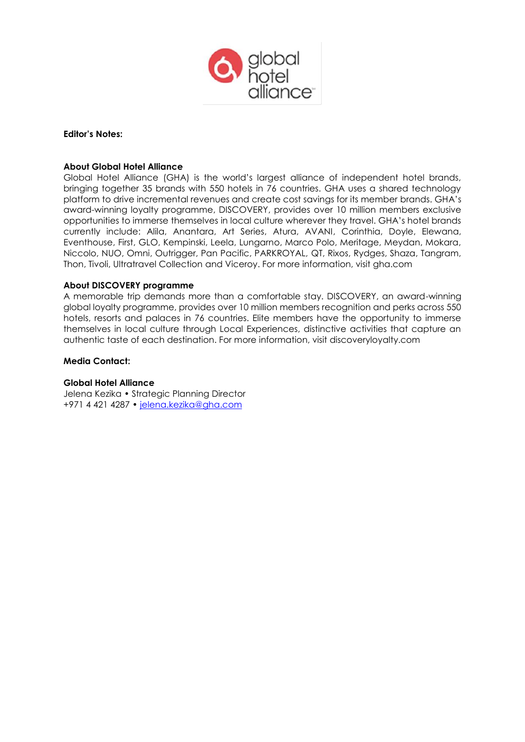**Editor's Notes:**

**About Global Hotel Alliance**

Global Hotel Alliance (GHA) is the world's largest alliance of independent hotel brands, bringing together 35 brands with 550 hotels in 76 countries. GHA uses a shared technology platform to drive incremental revenues and create cost savings for its member brands. GHA's award-winning loyalty programme, DISCOVERY, provides over 10 million members exclusive opportunities to immerse themselves in local culture wherever they travel. GHA's hotel brands currently include: Alila, Anantara, Art Series, Atura, AVANI, Corinthia, Doyle, Elewana, Eventhouse, First, GLO, Kempinski, Leela, Lungarno, Marco Polo, Meritage, Meydan, Mokara, Niccolo, NUO, Omni, Outrigger, Pan Pacific, PARKROYAL, QT, Rixos, Rydges, Shaza, Tangram, Thon, Tivoli, Ultratravel Collection and Viceroy. For more information, visit gha.com

**About DISCOVERY programme**

A memorable trip demands more than a comfortable stay. DISCOVERY, an award-winning global loyalty programme, provides over 10 million members recognition and perks across 550 hotels, resorts and palaces in 76 countries. Elite members have the opportunity to immerse themselves in local culture through Local Experiences, distinctive activities that capture an authentic taste of each destination. For more information, visit discoveryloyalty.com

**Media Contact:**

**Global Hotel Alliance**

Jelena Kezika • Strategic Planning Director
+971 4 421 4287 • jelena.kezika@gha.com